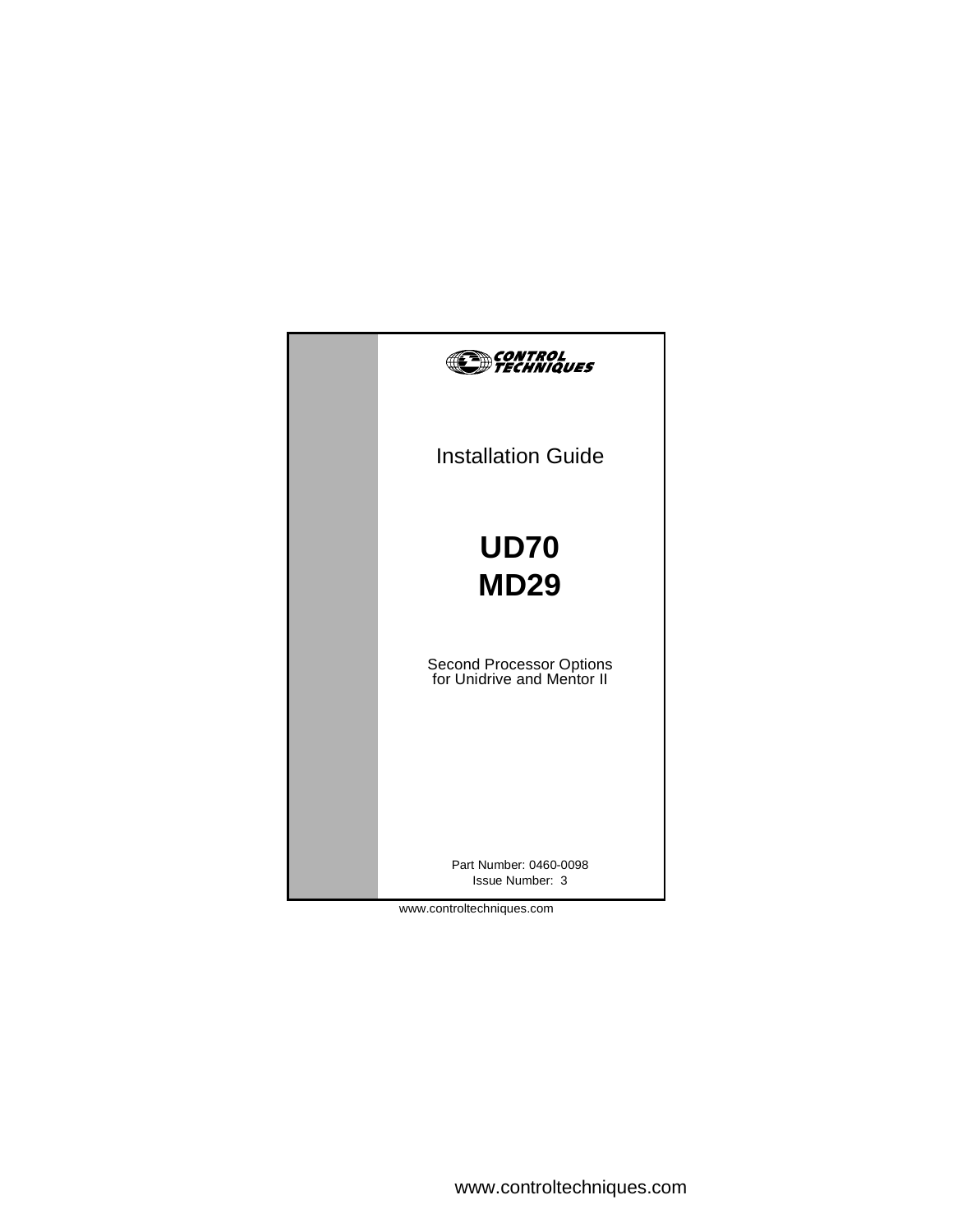CONTROL TECHNIQUES

Installation Guide

# UD70
# MD29

Second Processor Options
for Unidrive and Mentor II

Part Number: 0460-0098
Issue Number: 3

www.controltechniques.com

www.controltechniques.com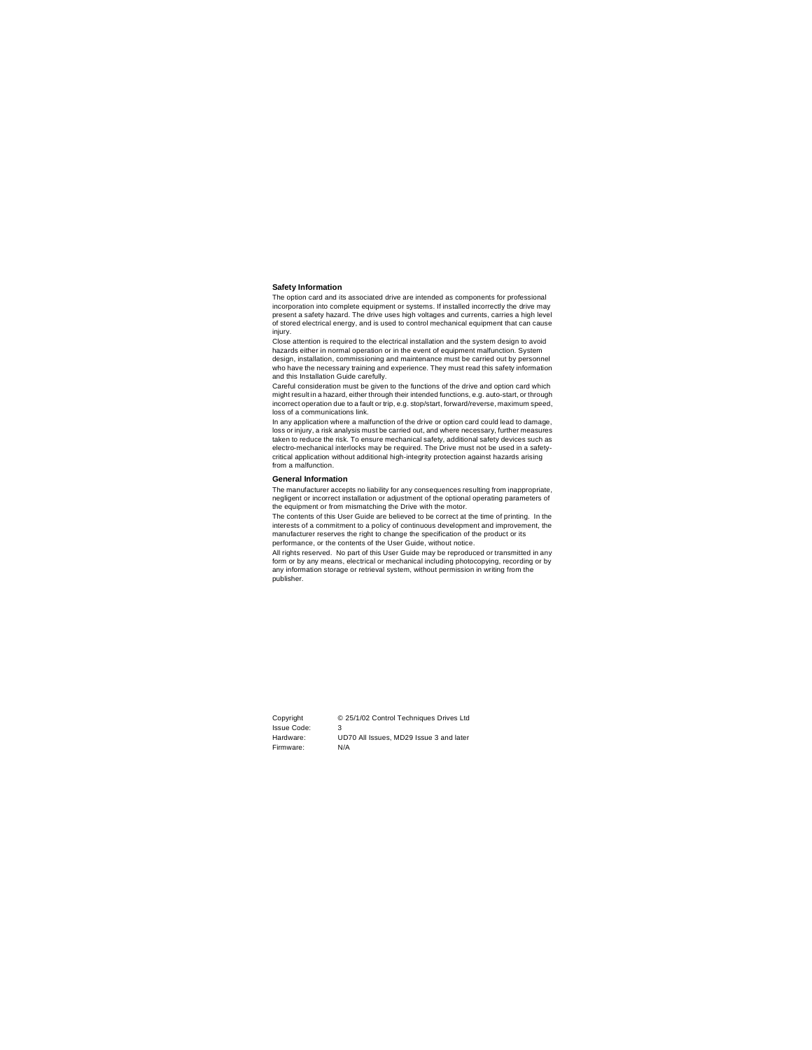## Safety Information

The option card and its associated drive are intended as components for professional incorporation into complete equipment or systems. If installed incorrectly the drive may present a safety hazard. The drive uses high voltages and currents, carries a high level of stored electrical energy, and is used to control mechanical equipment that can cause injury.

Close attention is required to the electrical installation and the system design to avoid hazards either in normal operation or in the event of equipment malfunction. System design, installation, commissioning and maintenance must be carried out by personnel who have the necessary training and experience. They must read this safety information and this Installation Guide carefully.

Careful consideration must be given to the functions of the drive and option card which might result in a hazard, either through their intended functions, e.g. auto-start, or through incorrect operation due to a fault or trip, e.g. stop/start, forward/reverse, maximum speed, loss of a communications link.

In any application where a malfunction of the drive or option card could lead to damage, loss or injury, a risk analysis must be carried out, and where necessary, further measures taken to reduce the risk. To ensure mechanical safety, additional safety devices such as electro-mechanical interlocks may be required. The Drive must not be used in a safety-critical application without additional high-integrity protection against hazards arising from a malfunction.

## General Information

The manufacturer accepts no liability for any consequences resulting from inappropriate, negligent or incorrect installation or adjustment of the optional operating parameters of the equipment or from mismatching the Drive with the motor.

The contents of this User Guide are believed to be correct at the time of printing. In the interests of a commitment to a policy of continuous development and improvement, the manufacturer reserves the right to change the specification of the product or its performance, or the contents of the User Guide, without notice.

All rights reserved. No part of this User Guide may be reproduced or transmitted in any form or by any means, electrical or mechanical including photocopying, recording or by any information storage or retrieval system, without permission in writing from the publisher.

| | |
|---|---|
| Copyright | © 25/1/02 Control Techniques Drives Ltd |
| Issue Code: | 3 |
| Hardware: | UD70 All Issues, MD29 Issue 3 and later |
| Firmware: | N/A |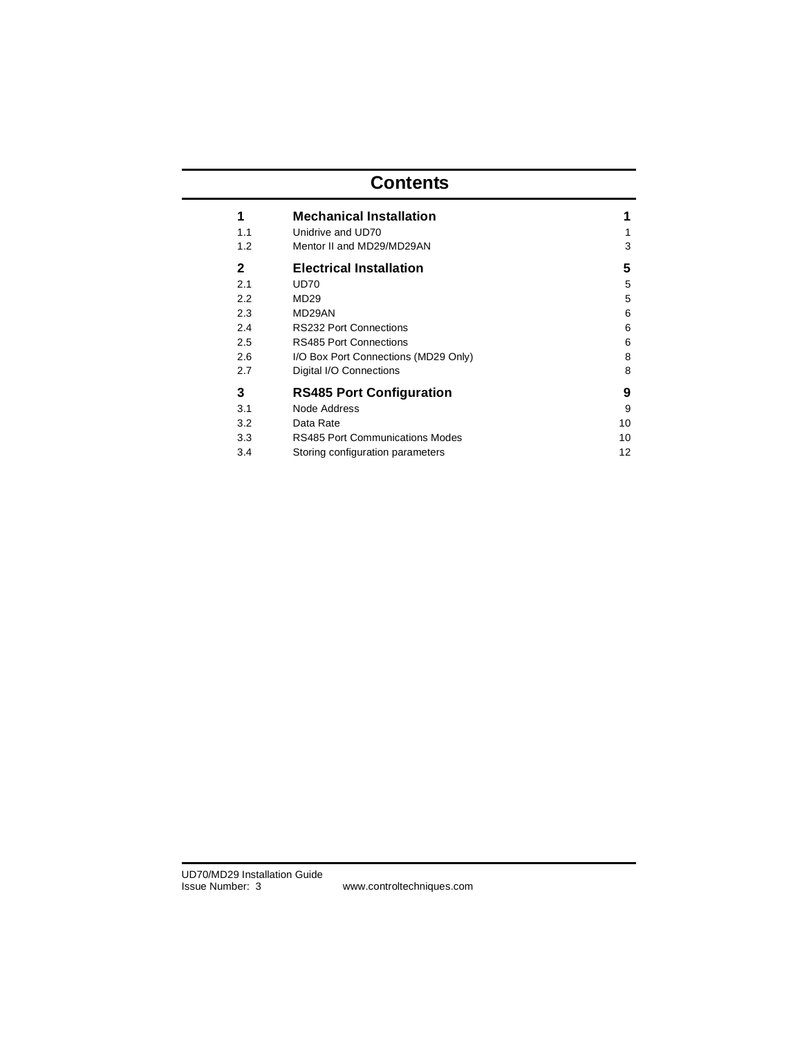# Contents

| | | |
|---|---|---|
| **1** | **Mechanical Installation** | **1** |
| 1.1 | Unidrive and UD70 | 1 |
| 1.2 | Mentor II and MD29/MD29AN | 3 |
| **2** | **Electrical Installation** | **5** |
| 2.1 | UD70 | 5 |
| 2.2 | MD29 | 5 |
| 2.3 | MD29AN | 6 |
| 2.4 | RS232 Port Connections | 6 |
| 2.5 | RS485 Port Connections | 6 |
| 2.6 | I/O Box Port Connections (MD29 Only) | 8 |
| 2.7 | Digital I/O Connections | 8 |
| **3** | **RS485 Port Configuration** | **9** |
| 3.1 | Node Address | 9 |
| 3.2 | Data Rate | 10 |
| 3.3 | RS485 Port Communications Modes | 10 |
| 3.4 | Storing configuration parameters | 12 |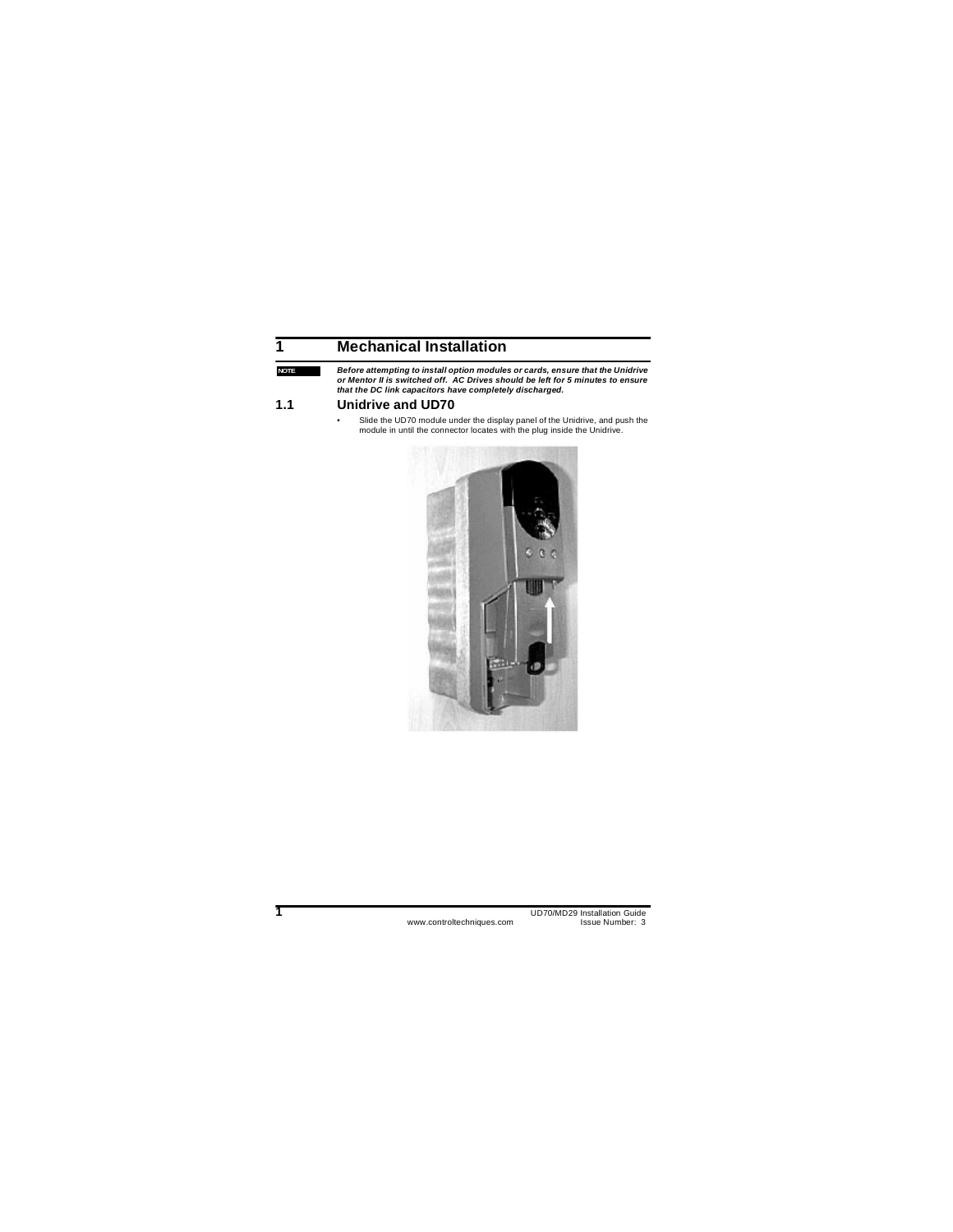# 1 Mechanical Installation

NOTE

***Before attempting to install option modules or cards, ensure that the Unidrive or Mentor II is switched off. AC Drives should be left for 5 minutes to ensure that the DC link capacitors have completely discharged.***

## 1.1 Unidrive and UD70

- Slide the UD70 module under the display panel of the Unidrive, and push the module in until the connector locates with the plug inside the Unidrive.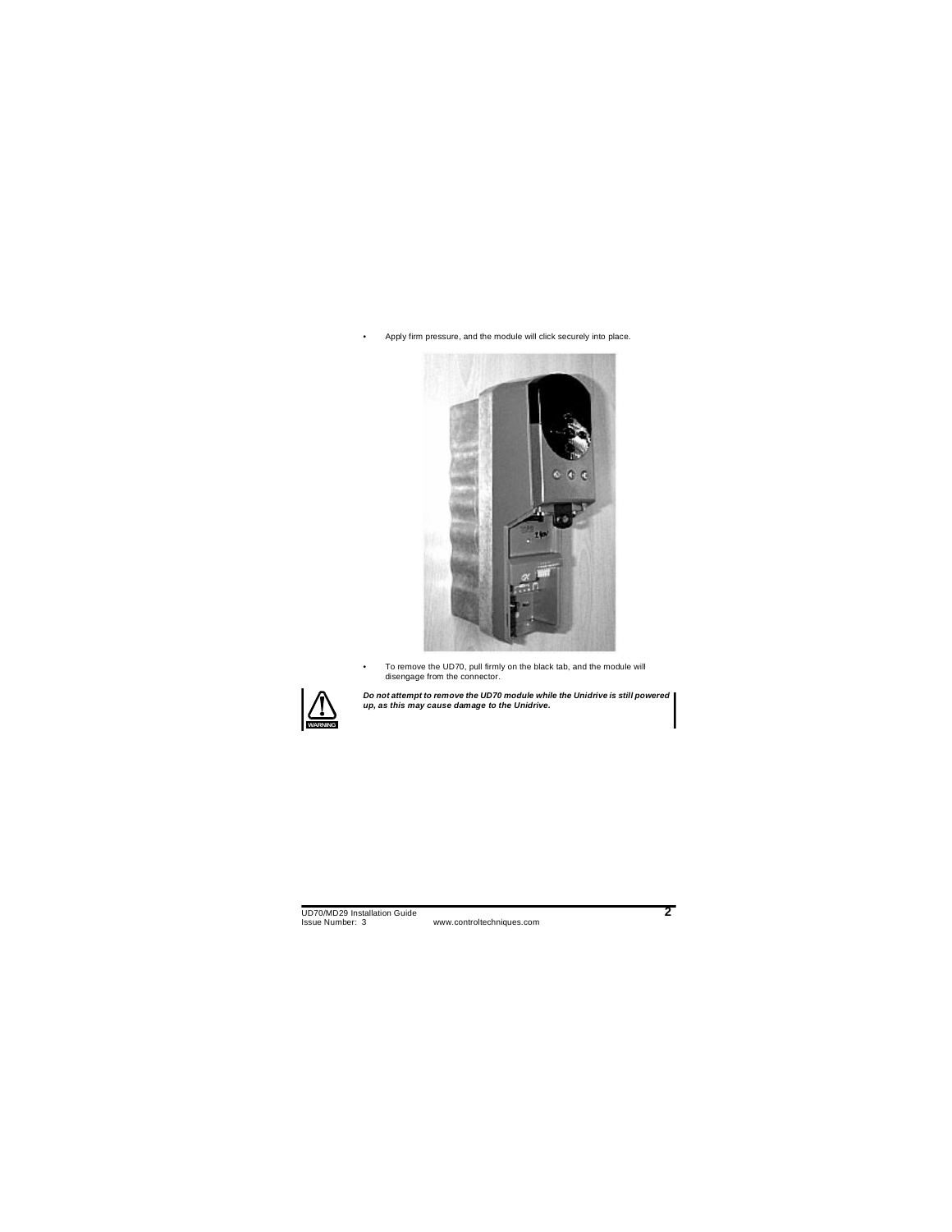- Apply firm pressure, and the module will click securely into place.

- To remove the UD70, pull firmly on the black tab, and the module will disengage from the connector.

WARNING

***Do not attempt to remove the UD70 module while the Unidrive is still powered up, as this may cause damage to the Unidrive.***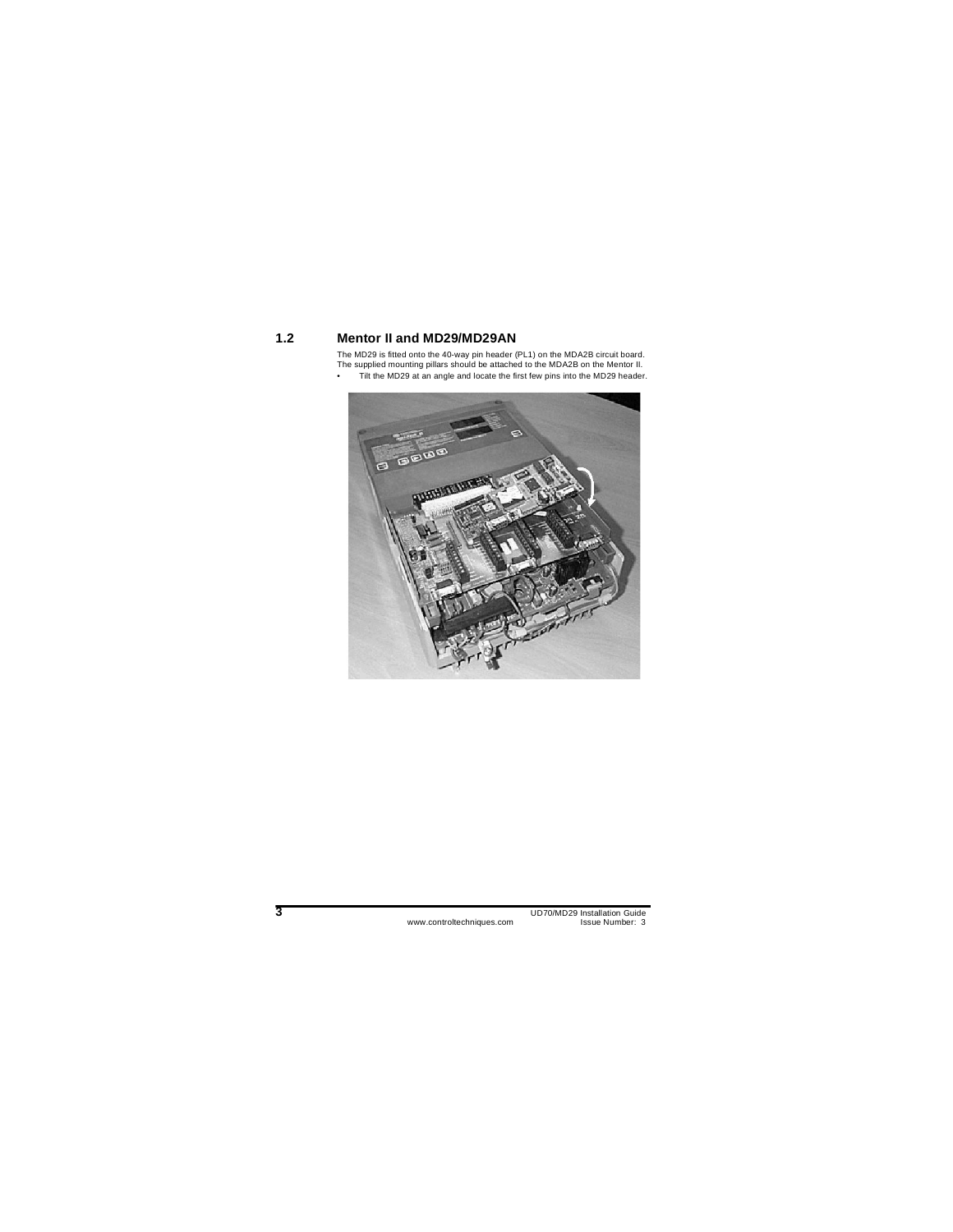## 1.2 Mentor II and MD29/MD29AN

The MD29 is fitted onto the 40-way pin header (PL1) on the MDA2B circuit board.
The supplied mounting pillars should be attached to the MDA2B on the Mentor II.

- Tilt the MD29 at an angle and locate the first few pins into the MD29 header.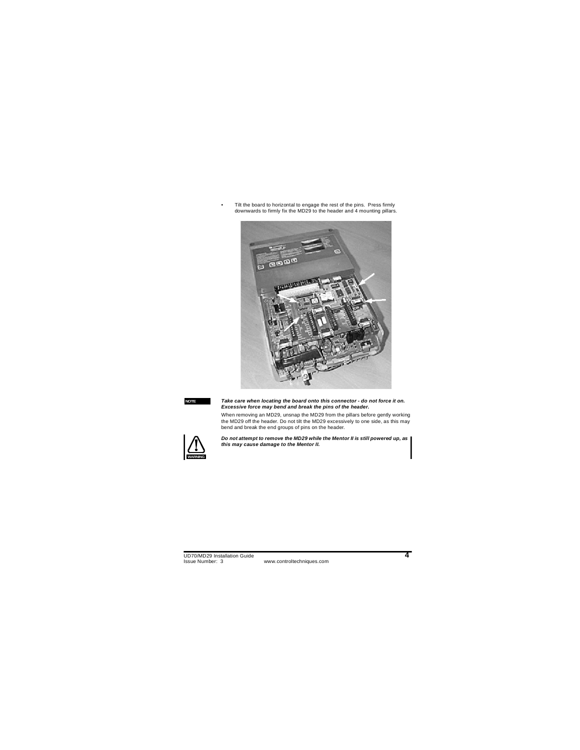- Tilt the board to horizontal to engage the rest of the pins. Press firmly downwards to firmly fix the MD29 to the header and 4 mounting pillars.

NOTE

***Take care when locating the board onto this connector - do not force it on. Excessive force may bend and break the pins of the header.***

When removing an MD29, unsnap the MD29 from the pillars before gently working the MD29 off the header. Do not tilt the MD29 excessively to one side, as this may bend and break the end groups of pins on the header.

WARNING

***Do not attempt to remove the MD29 while the Mentor II is still powered up, as this may cause damage to the Mentor II.***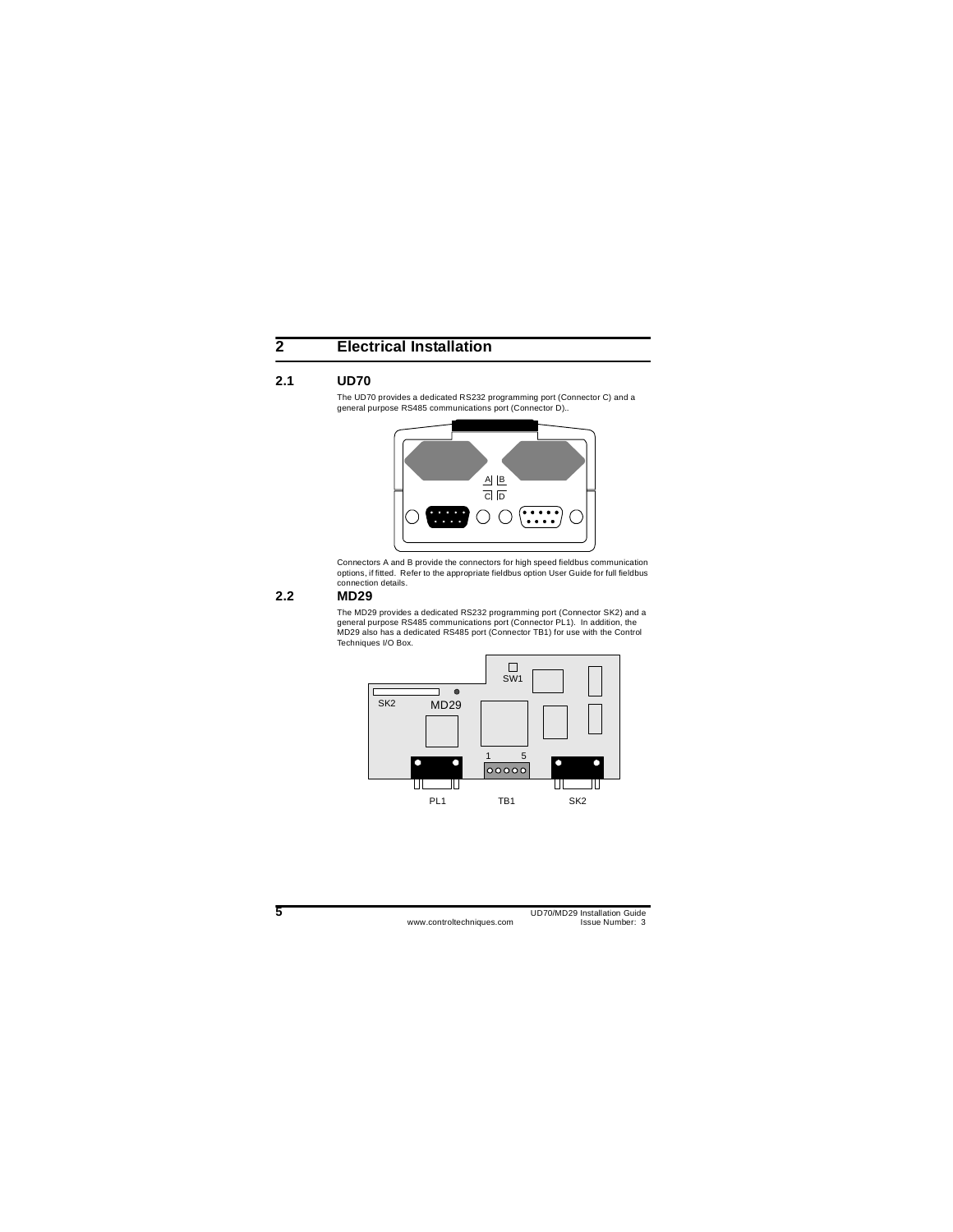# 2 Electrical Installation

## 2.1 UD70

The UD70 provides a dedicated RS232 programming port (Connector C) and a general purpose RS485 communications port (Connector D)..

Connectors A and B provide the connectors for high speed fieldbus communication options, if fitted. Refer to the appropriate fieldbus option User Guide for full fieldbus connection details.

## 2.2 MD29

The MD29 provides a dedicated RS232 programming port (Connector SK2) and a general purpose RS485 communications port (Connector PL1). In addition, the MD29 also has a dedicated RS485 port (Connector TB1) for use with the Control Techniques I/O Box.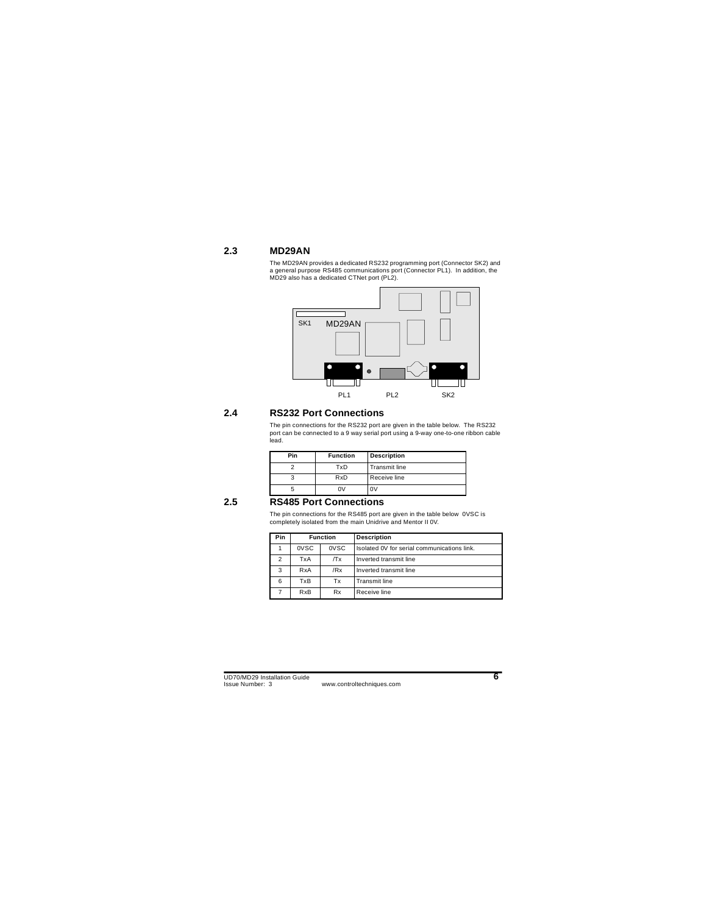## 2.3 MD29AN

The MD29AN provides a dedicated RS232 programming port (Connector SK2) and a general purpose RS485 communications port (Connector PL1). In addition, the MD29 also has a dedicated CTNet port (PL2).

SK1 MD29AN

PL1 PL2 SK2

## 2.4 RS232 Port Connections

The pin connections for the RS232 port are given in the table below. The RS232 port can be connected to a 9 way serial port using a 9-way one-to-one ribbon cable lead.

| Pin | Function | Description |
|---|---|---|
| 2 | TxD | Transmit line |
| 3 | RxD | Receive line |
| 5 | 0V | 0V |

## 2.5 RS485 Port Connections

The pin connections for the RS485 port are given in the table below 0VSC is completely isolated from the main Unidrive and Mentor II 0V.

| Pin | Function | | Description |
|---|---|---|---|
| 1 | 0VSC | 0VSC | Isolated 0V for serial communications link. |
| 2 | TxA | /Tx | Inverted transmit line |
| 3 | RxA | /Rx | Inverted transmit line |
| 6 | TxB | Tx | Transmit line |
| 7 | RxB | Rx | Receive line |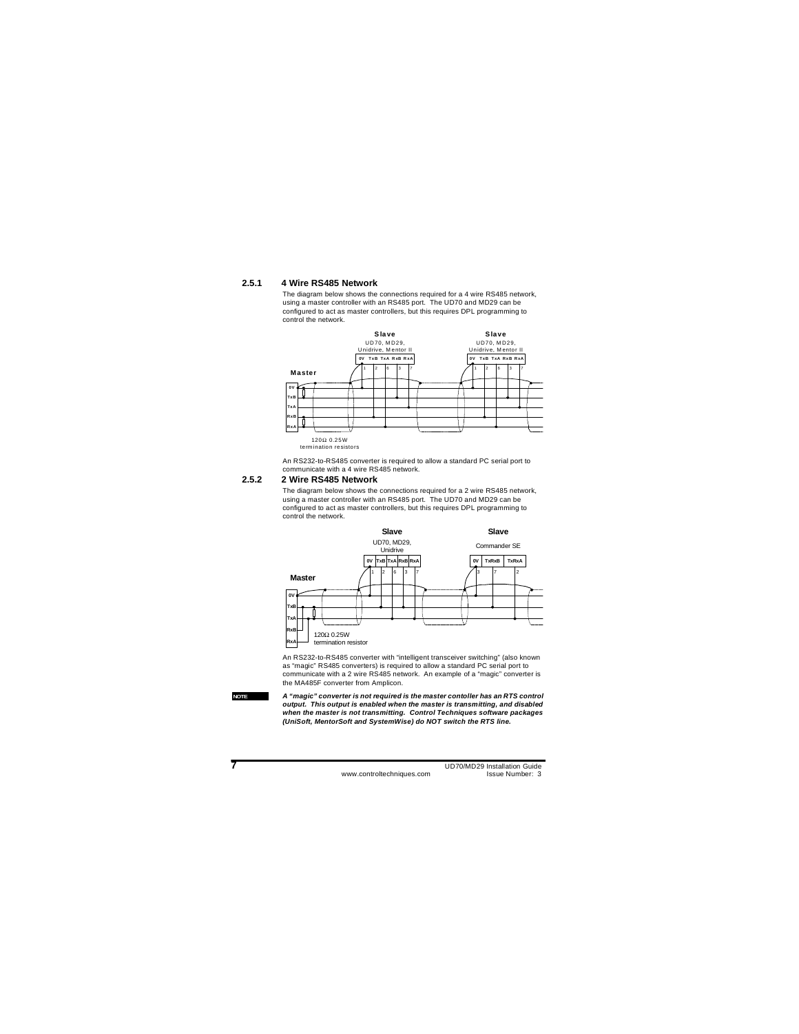### 2.5.1 4 Wire RS485 Network

The diagram below shows the connections required for a 4 wire RS485 network, using a master controller with an RS485 port. The UD70 and MD29 can be configured to act as master controllers, but this requires DPL programming to control the network.

An RS232-to-RS485 converter is required to allow a standard PC serial port to communicate with a 4 wire RS485 network.

### 2.5.2 2 Wire RS485 Network

The diagram below shows the connections required for a 2 wire RS485 network, using a master controller with an RS485 port. The UD70 and MD29 can be configured to act as master controllers, but this requires DPL programming to control the network.

An RS232-to-RS485 converter with "intelligent transceiver switching" (also known as "magic" RS485 converters) is required to allow a standard PC serial port to communicate with a 2 wire RS485 network. An example of a "magic" converter is the MA485F converter from Amplicon.

**NOTE**

***A "magic" converter is not required is the master contoller has an RTS control output. This output is enabled when the master is transmitting, and disabled when the master is not transmitting. Control Techniques software packages (UniSoft, MentorSoft and SystemWise) do NOT switch the RTS line.***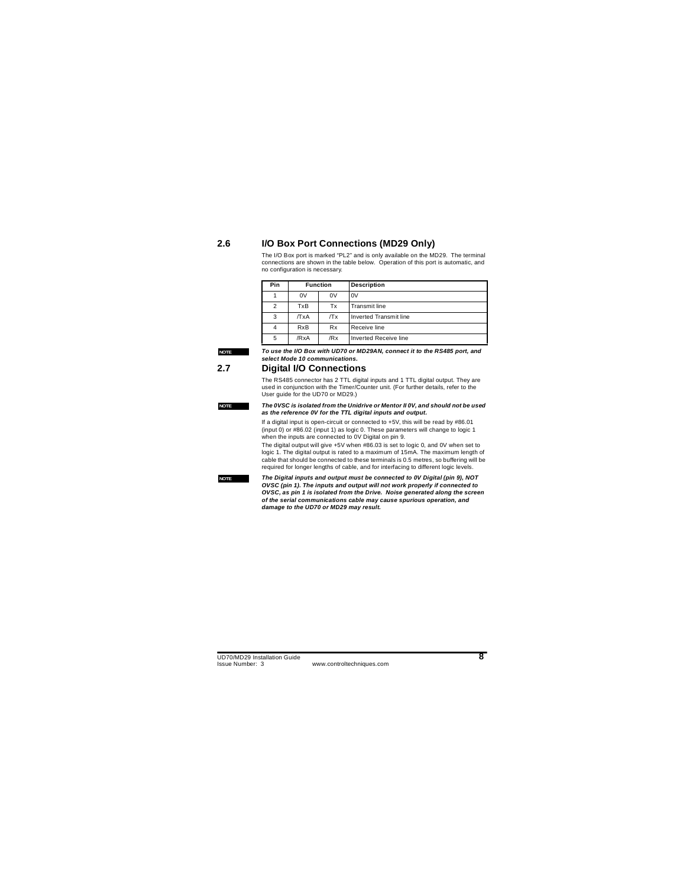## 2.6 I/O Box Port Connections (MD29 Only)

The I/O Box port is marked "PL2" and is only available on the MD29. The terminal connections are shown in the table below. Operation of this port is automatic, and no configuration is necessary.

| Pin | Function | | Description |
|---|---|---|---|
| 1 | 0V | 0V | 0V |
| 2 | TxB | Tx | Transmit line |
| 3 | /TxA | /Tx | Inverted Transmit line |
| 4 | RxB | Rx | Receive line |
| 5 | /RxA | /Rx | Inverted Receive line |

**NOTE** ***To use the I/O Box with UD70 or MD29AN, connect it to the RS485 port, and select Mode 10 communications.***

## 2.7 Digital I/O Connections

The RS485 connector has 2 TTL digital inputs and 1 TTL digital output. They are used in conjunction with the Timer/Counter unit. (For further details, refer to the User guide for the UD70 or MD29.)

**NOTE** ***The 0VSC is isolated from the Unidrive or Mentor II 0V, and should not be used as the reference 0V for the TTL digital inputs and output.***

If a digital input is open-circuit or connected to +5V, this will be read by #86.01 (input 0) or #86.02 (input 1) as logic 0. These parameters will change to logic 1 when the inputs are connected to 0V Digital on pin 9.

The digital output will give +5V when #86.03 is set to logic 0, and 0V when set to logic 1. The digital output is rated to a maximum of 15mA. The maximum length of cable that should be connected to these terminals is 0.5 metres, so buffering will be required for longer lengths of cable, and for interfacing to different logic levels.

**NOTE** ***The Digital inputs and output must be connected to 0V Digital (pin 9), NOT OVSC (pin 1). The inputs and output will not work properly if connected to OVSC, as pin 1 is isolated from the Drive. Noise generated along the screen of the serial communications cable may cause spurious operation, and damage to the UD70 or MD29 may result.***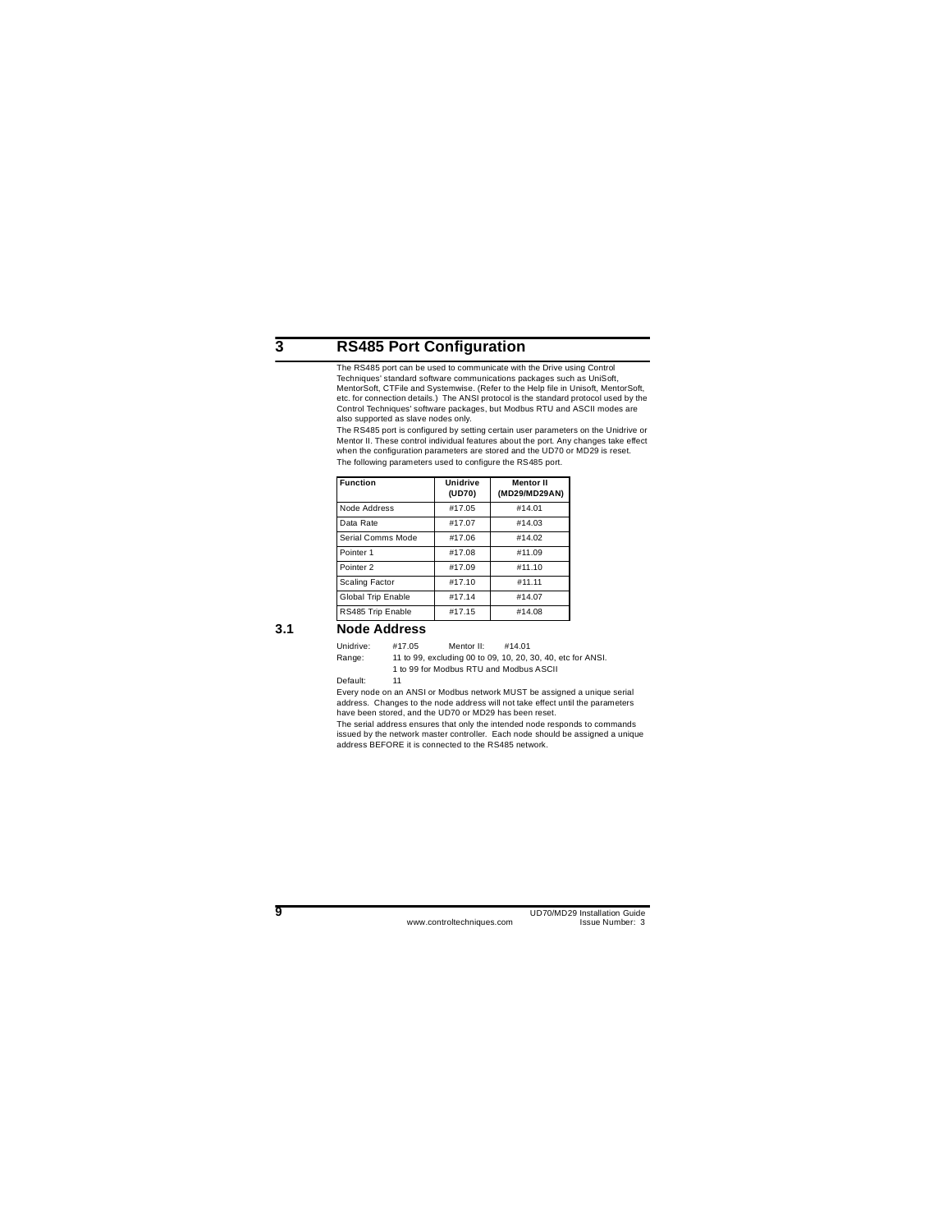# 3 RS485 Port Configuration

The RS485 port can be used to communicate with the Drive using Control Techniques' standard software communications packages such as UniSoft, MentorSoft, CTFile and Systemwise. (Refer to the Help file in Unisoft, MentorSoft, etc. for connection details.) The ANSI protocol is the standard protocol used by the Control Techniques' software packages, but Modbus RTU and ASCII modes are also supported as slave nodes only.

The RS485 port is configured by setting certain user parameters on the Unidrive or Mentor II. These control individual features about the port. Any changes take effect when the configuration parameters are stored and the UD70 or MD29 is reset.

The following parameters used to configure the RS485 port.

| Function | Unidrive (UD70) | Mentor II (MD29/MD29AN) |
|---|---|---|
| Node Address | #17.05 | #14.01 |
| Data Rate | #17.07 | #14.03 |
| Serial Comms Mode | #17.06 | #14.02 |
| Pointer 1 | #17.08 | #11.09 |
| Pointer 2 | #17.09 | #11.10 |
| Scaling Factor | #17.10 | #11.11 |
| Global Trip Enable | #17.14 | #14.07 |
| RS485 Trip Enable | #17.15 | #14.08 |

## 3.1 Node Address

Unidrive: #17.05 Mentor II: #14.01

Range: 11 to 99, excluding 00 to 09, 10, 20, 30, 40, etc for ANSI.
1 to 99 for Modbus RTU and Modbus ASCII

Default: 11

Every node on an ANSI or Modbus network MUST be assigned a unique serial address. Changes to the node address will not take effect until the parameters have been stored, and the UD70 or MD29 has been reset.

The serial address ensures that only the intended node responds to commands issued by the network master controller. Each node should be assigned a unique address BEFORE it is connected to the RS485 network.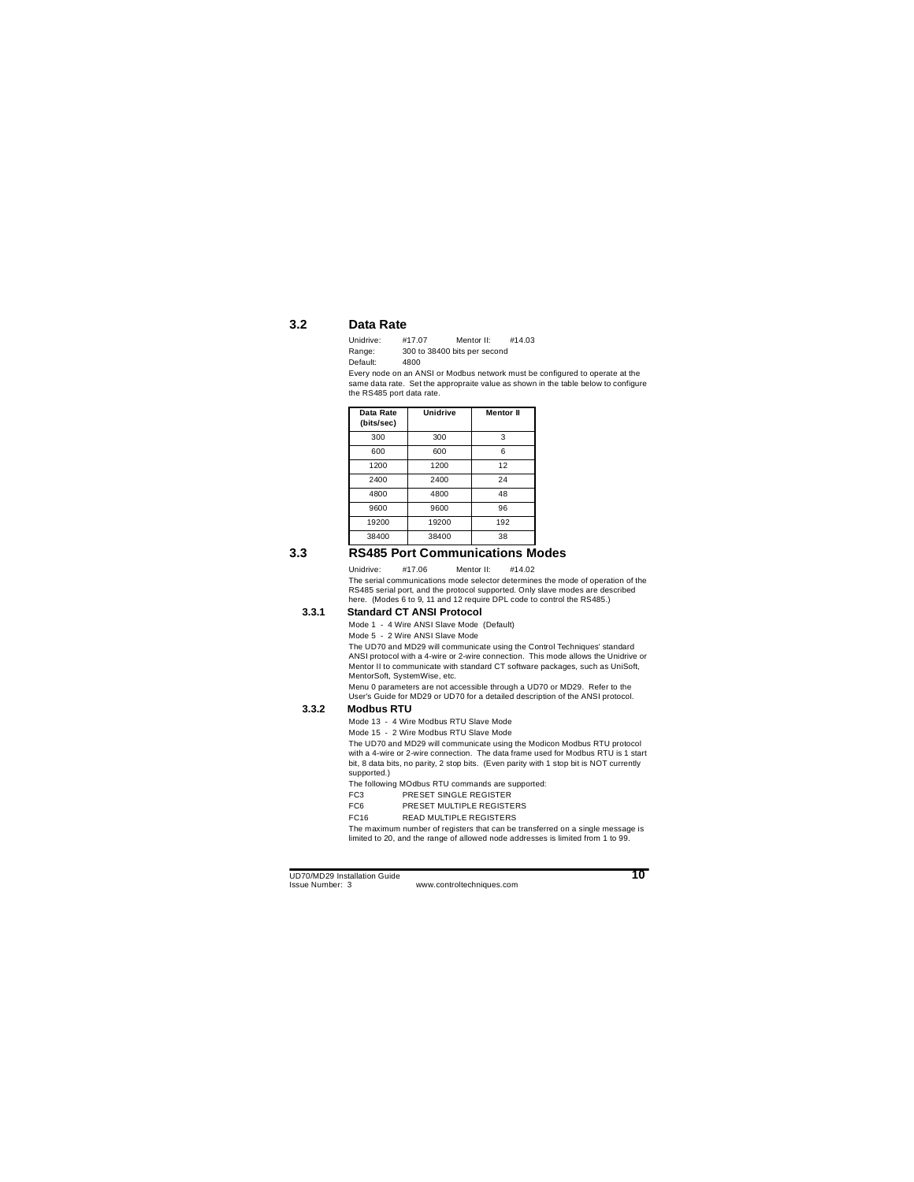## 3.2 Data Rate

Unidrive: #17.07 Mentor II: #14.03

Range: 300 to 38400 bits per second

Default: 4800

Every node on an ANSI or Modbus network must be configured to operate at the same data rate. Set the appropraite value as shown in the table below to configure the RS485 port data rate.

| Data Rate (bits/sec) | Unidrive | Mentor II |
|---|---|---|
| 300 | 300 | 3 |
| 600 | 600 | 6 |
| 1200 | 1200 | 12 |
| 2400 | 2400 | 24 |
| 4800 | 4800 | 48 |
| 9600 | 9600 | 96 |
| 19200 | 19200 | 192 |
| 38400 | 38400 | 38 |

## 3.3 RS485 Port Communications Modes

Unidrive: #17.06 Mentor II: #14.02

The serial communications mode selector determines the mode of operation of the RS485 serial port, and the protocol supported. Only slave modes are described here. (Modes 6 to 9, 11 and 12 require DPL code to control the RS485.)

### 3.3.1 Standard CT ANSI Protocol

Mode 1 - 4 Wire ANSI Slave Mode (Default)

Mode 5 - 2 Wire ANSI Slave Mode

The UD70 and MD29 will communicate using the Control Techniques' standard ANSI protocol with a 4-wire or 2-wire connection. This mode allows the Unidrive or Mentor II to communicate with standard CT software packages, such as UniSoft, MentorSoft, SystemWise, etc.

Menu 0 parameters are not accessible through a UD70 or MD29. Refer to the User's Guide for MD29 or UD70 for a detailed description of the ANSI protocol.

### 3.3.2 Modbus RTU

Mode 13 - 4 Wire Modbus RTU Slave Mode

Mode 15 - 2 Wire Modbus RTU Slave Mode

The UD70 and MD29 will communicate using the Modicon Modbus RTU protocol with a 4-wire or 2-wire connection. The data frame used for Modbus RTU is 1 start bit, 8 data bits, no parity, 2 stop bits. (Even parity with 1 stop bit is NOT currently supported.)

The following MOdbus RTU commands are supported:

FC3 PRESET SINGLE REGISTER

FC6 PRESET MULTIPLE REGISTERS

FC16 READ MULTIPLE REGISTERS

The maximum number of registers that can be transferred on a single message is limited to 20, and the range of allowed node addresses is limited from 1 to 99.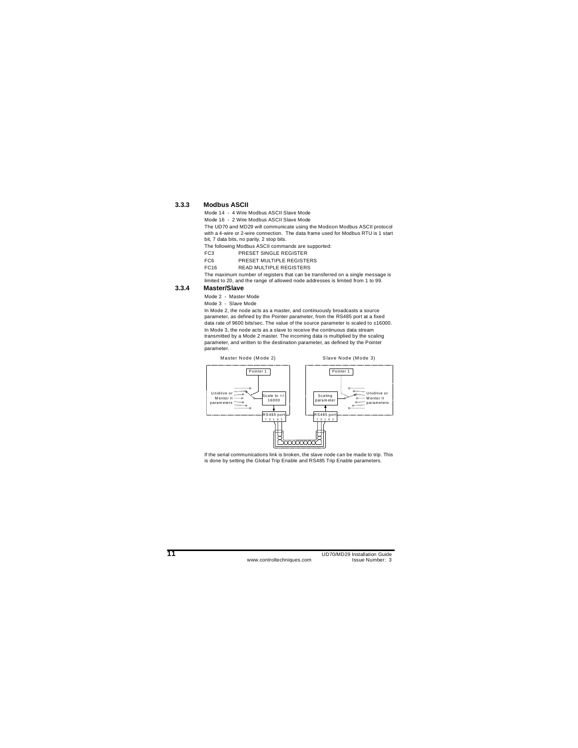### 3.3.3 Modbus ASCII

Mode 14 - 4 Wire Modbus ASCII Slave Mode

Mode 16 - 2 Wire Modbus ASCII Slave Mode

The UD70 and MD29 will communicate using the Modicon Modbus ASCII protocol with a 4-wire or 2-wire connection. The data frame used for Modbus RTU is 1 start bit, 7 data bits, no parity, 2 stop bits.

The following Modbus ASCII commands are supported:

| | |
|---|---|
| FC3 | PRESET SINGLE REGISTER |
| FC6 | PRESET MULTIPLE REGISTERS |
| FC16 | READ MULTIPLE REGISTERS |

The maximum number of registers that can be transferred on a single message is limited to 20, and the range of allowed node addresses is limited from 1 to 99.

### 3.3.4 Master/Slave

Mode 2 - Master Mode

Mode 3 - Slave Mode

In Mode 2, the node acts as a master, and continuously broadcasts a source parameter, as defined by the Pointer parameter, from the RS485 port at a fixed data rate of 9600 bits/sec. The value of the source parameter is scaled to ±16000.

In Mode 3, the node acts as a slave to receive the continuous data stream transmitted by a Mode 2 master. The incoming data is multiplied by the scaling parameter, and written to the destination parameter, as defined by the Pointer parameter.

Master Node (Mode 2) — Pointer 1; Unidrive or Mentor II parameters; Scale to +/- 16000; RS485 port 7 3 1 6 2

Slave Node (Mode 3) — Pointer 1; Scaling parameter; Unidrive or Mentor II parameters; RS485 port 7 3 1 6 2

If the serial communications link is broken, the slave node can be made to trip. This is done by setting the Global Trip Enable and RS485 Trip Enable parameters.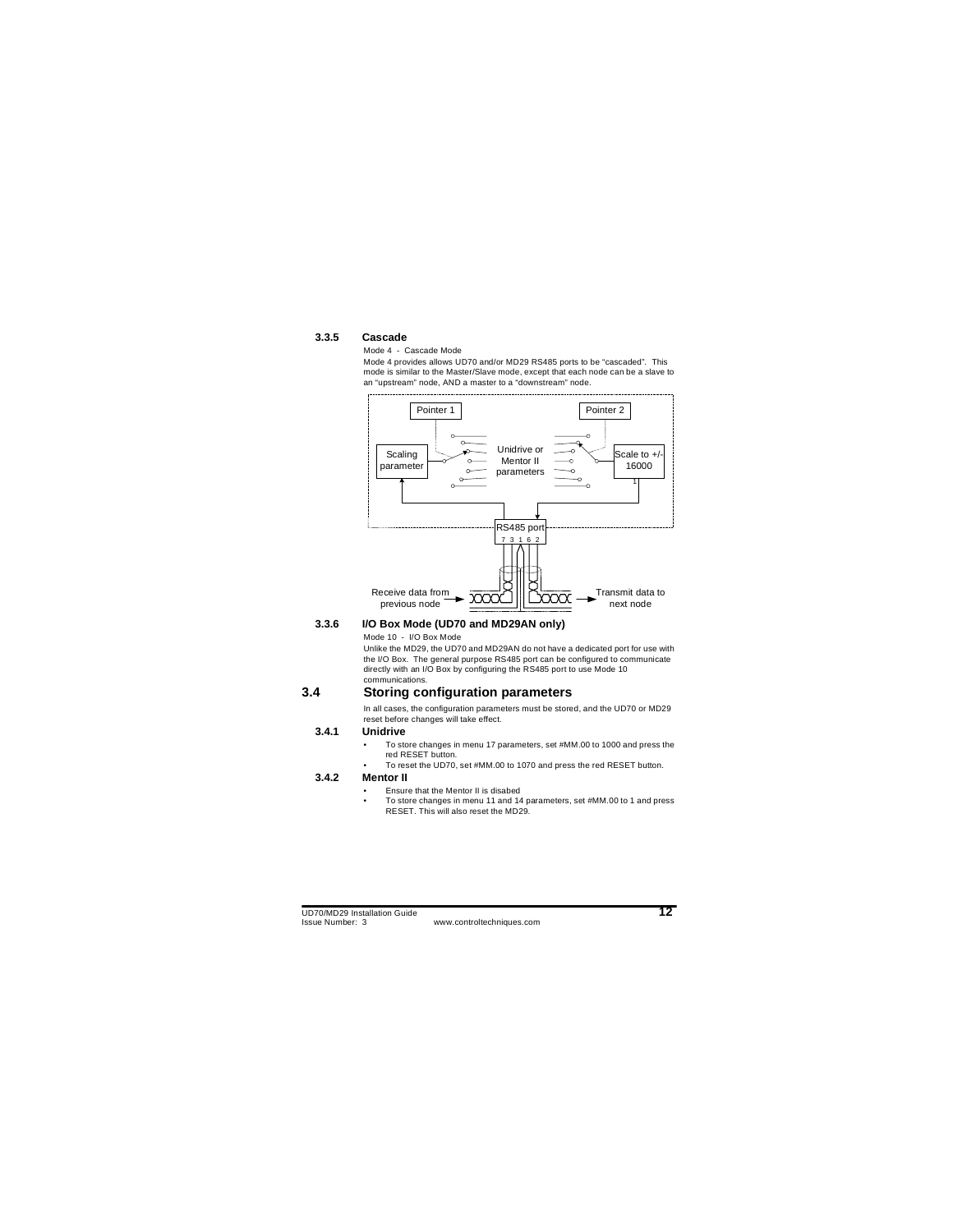### 3.3.5 Cascade

Mode 4 - Cascade Mode

Mode 4 provides allows UD70 and/or MD29 RS485 ports to be "cascaded". This mode is similar to the Master/Slave mode, except that each node can be a slave to an "upstream" node, AND a master to a "downstream" node.

Pointer 1

Pointer 2

Scaling parameter

Unidrive or Mentor II parameters

Scale to +/- 16000

RS485 port

7 3 1 6 2

Receive data from previous node

Transmit data to next node

### 3.3.6 I/O Box Mode (UD70 and MD29AN only)

Mode 10 - I/O Box Mode

Unlike the MD29, the UD70 and MD29AN do not have a dedicated port for use with the I/O Box. The general purpose RS485 port can be configured to communicate directly with an I/O Box by configuring the RS485 port to use Mode 10 communications.

## 3.4 Storing configuration parameters

In all cases, the configuration parameters must be stored, and the UD70 or MD29 reset before changes will take effect.

### 3.4.1 Unidrive

- To store changes in menu 17 parameters, set #MM.00 to 1000 and press the red RESET button.
- To reset the UD70, set #MM.00 to 1070 and press the red RESET button.

### 3.4.2 Mentor II

- Ensure that the Mentor II is disabed
- To store changes in menu 11 and 14 parameters, set #MM.00 to 1 and press RESET. This will also reset the MD29.